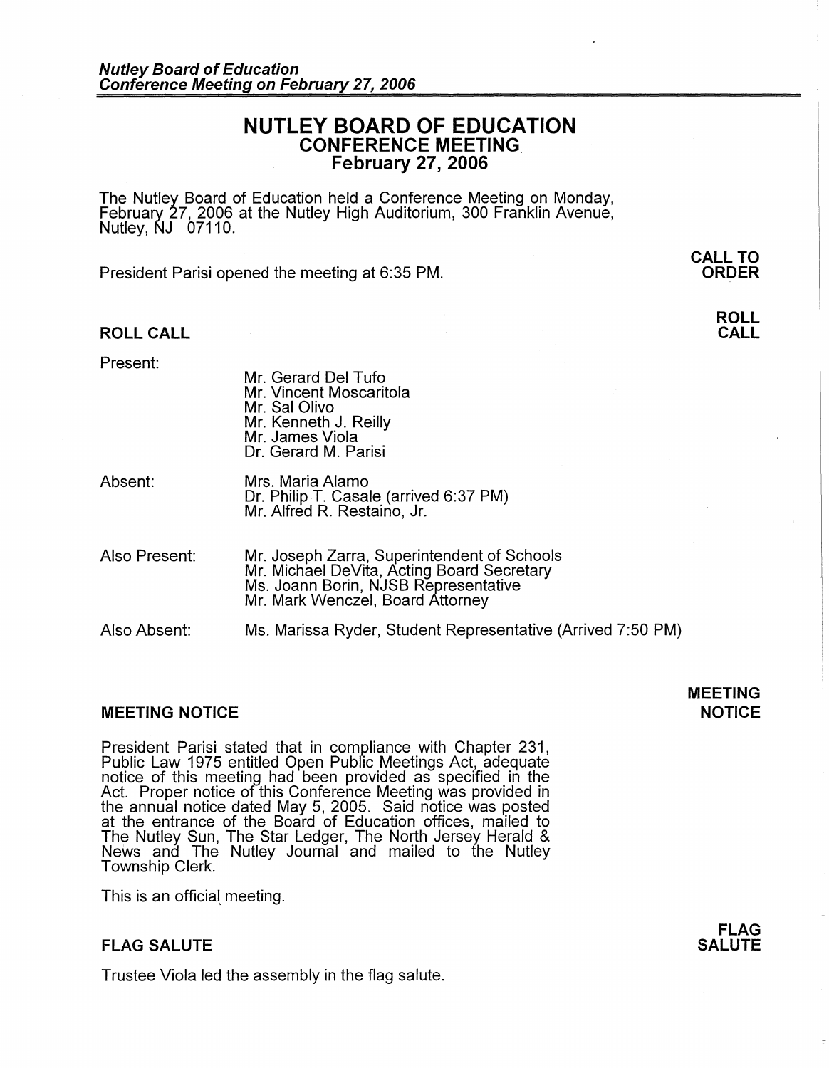# NUTLEY BOARD OF EDUCATION
## CONFERENCE MEETING
## February 27, 2006

The Nutley Board of Education held a Conference Meeting on Monday, February 27, 2006 at the Nutley High Auditorium, 300 Franklin Avenue, Nutley, NJ 07110.

**CALL TO ORDER**

President Parisi opened the meeting at 6:35 PM.

### ROLL CALL

| | |
|---|---|
| Present: | Mr. Gerard Del Tufo<br>Mr. Vincent Moscaritola<br>Mr. Sal Olivo<br>Mr. Kenneth J. Reilly<br>Mr. James Viola<br>Dr. Gerard M. Parisi |
| Absent: | Mrs. Maria Alamo<br>Dr. Philip T. Casale (arrived 6:37 PM)<br>Mr. Alfred R. Restaino, Jr. |
| Also Present: | Mr. Joseph Zarra, Superintendent of Schools<br>Mr. Michael DeVita, Acting Board Secretary<br>Ms. Joann Borin, NJSB Representative<br>Mr. Mark Wenczel, Board Attorney |
| Also Absent: | Ms. Marissa Ryder, Student Representative (Arrived 7:50 PM) |

### MEETING NOTICE

President Parisi stated that in compliance with Chapter 231, Public Law 1975 entitled Open Public Meetings Act, adequate notice of this meeting had been provided as specified in the Act. Proper notice of this Conference Meeting was provided in the annual notice dated May 5, 2005. Said notice was posted at the entrance of the Board of Education offices, mailed to The Nutley Sun, The Star Ledger, The North Jersey Herald & News and The Nutley Journal and mailed to the Nutley Township Clerk.

This is an official meeting.

### FLAG SALUTE

Trustee Viola led the assembly in the flag salute.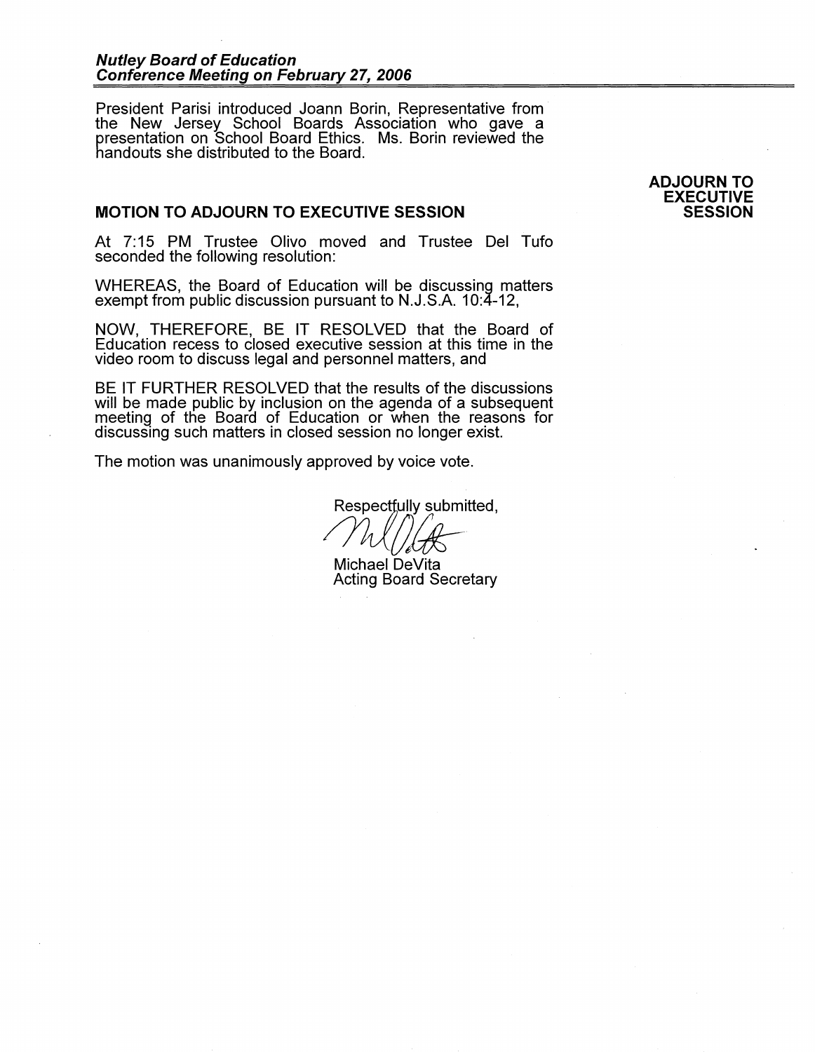President Parisi introduced Joann Borin, Representative from the New Jersey School Boards Association who gave a presentation on School Board Ethics. Ms. Borin reviewed the handouts she distributed to the Board.

**ADJOURN TO EXECUTIVE SESSION**

## MOTION TO ADJOURN TO EXECUTIVE SESSION

At 7:15 PM Trustee Olivo moved and Trustee Del Tufo seconded the following resolution:

WHEREAS, the Board of Education will be discussing matters exempt from public discussion pursuant to N.J.S.A. 10:4-12,

NOW, THEREFORE, BE IT RESOLVED that the Board of Education recess to closed executive session at this time in the video room to discuss legal and personnel matters, and

BE IT FURTHER RESOLVED that the results of the discussions will be made public by inclusion on the agenda of a subsequent meeting of the Board of Education or when the reasons for discussing such matters in closed session no longer exist.

The motion was unanimously approved by voice vote.

Respectfully submitted,

Michael DeVita
Acting Board Secretary